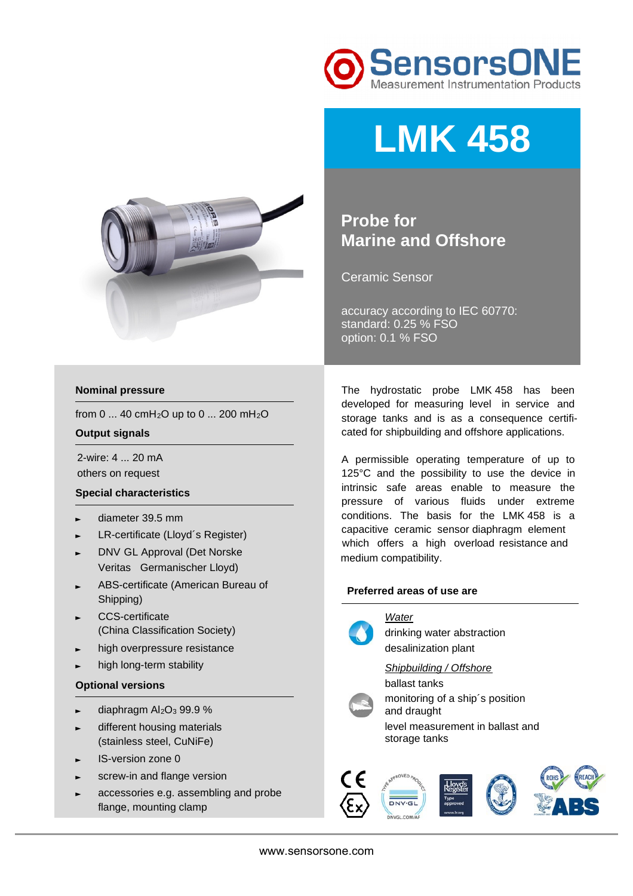# LMK 458

## Probe for Marine and Offshore

Ceramic Sensor

accuracy according to IEC 60770:
standard: 0.25 % FSO
option: 0.1 % FSO

### Nominal pressure

from 0 ... 40 cm$H_2O$ up to 0 ... 200 m$H_2O$

### Output signals

2-wire: 4 ... 20 mA
others on request

### Special characteristics

- diameter 39.5 mm
- LR-certificate (Lloyd´s Register)
- DNV GL Approval (Det Norske Veritas Germanischer Lloyd)
- ABS-certificate (American Bureau of Shipping)
- CCS-certificate (China Classification Society)
- high overpressure resistance
- high long-term stability

### Optional versions

- diaphragm $Al_2O_3$ 99.9 %
- different housing materials (stainless steel, CuNiFe)
- IS-version zone 0
- screw-in and flange version
- accessories e.g. assembling and probe flange, mounting clamp

The hydrostatic probe LMK 458 has been developed for measuring level in service and storage tanks and is as a consequence certificated for shipbuilding and offshore applications.

A permissible operating temperature of up to 125°C and the possibility to use the device in intrinsic safe areas enable to measure the pressure of various fluids under extreme conditions. The basis for the LMK 458 is a capacitive ceramic sensor diaphragm element which offers a high overload resistance and medium compatibility.

### Preferred areas of use are

*Water*
- drinking water abstraction
- desalinization plant

*Shipbuilding / Offshore*
- ballast tanks
- monitoring of a ship´s position and draught
- level measurement in ballast and storage tanks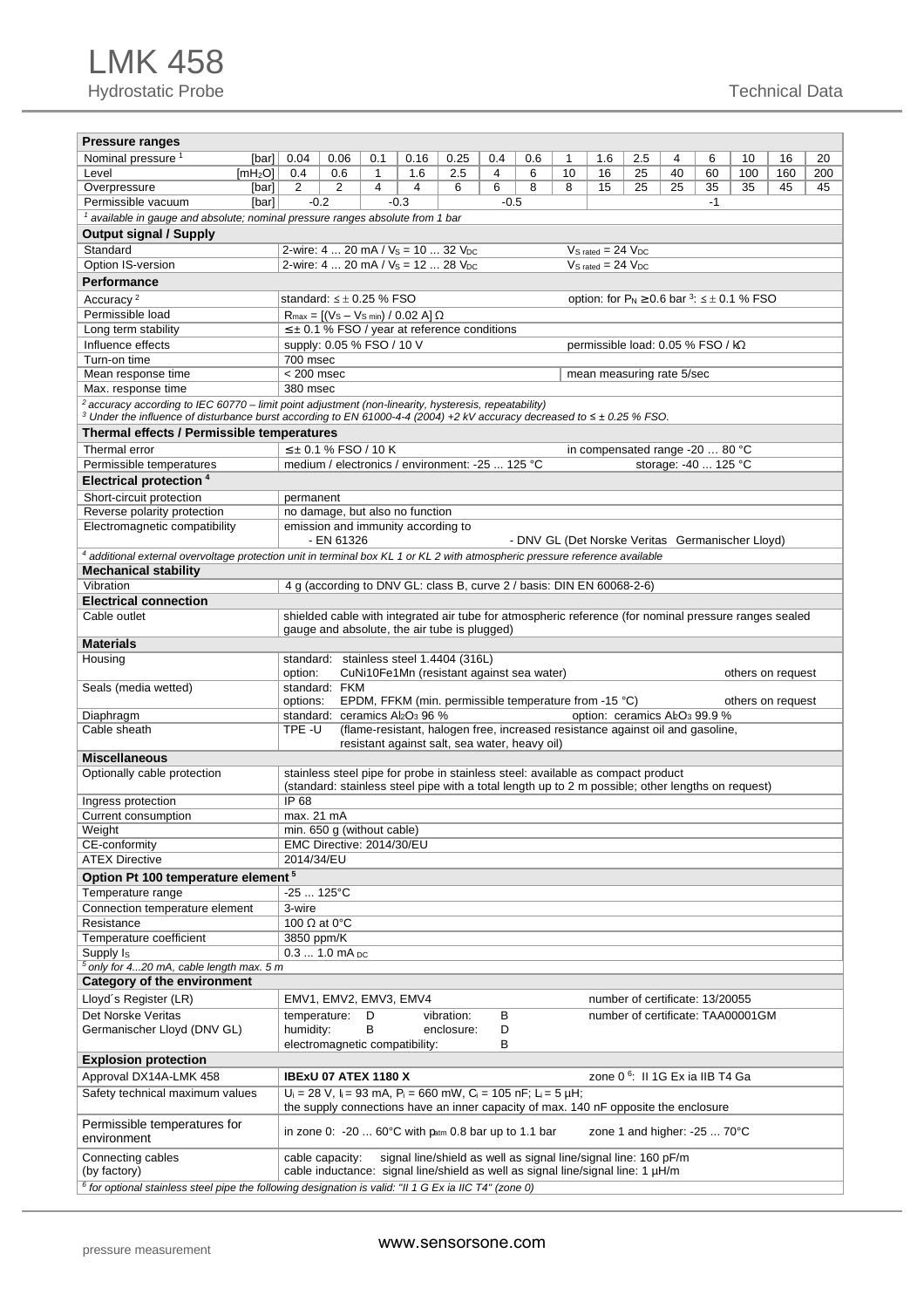# LMK 458

Hydrostatic Probe

Technical Data

| Pressure ranges | | | | | | | | | | | | | | | | |
|---|---|---|---|---|---|---|---|---|---|---|---|---|---|---|---|---|
| Nominal pressure [1] [bar] | 0.04 | 0.06 | 0.1 | 0.16 | 0.25 | 0.4 | 0.6 | 1 | 1.6 | 2.5 | 4 | 6 | 10 | 16 | 20 |
| Level [$mH_2O$] | 0.4 | 0.6 | 1 | 1.6 | 2.5 | 4 | 6 | 10 | 16 | 25 | 40 | 60 | 100 | 160 | 200 |
| Overpressure [bar] | 2 | 2 | 4 | 4 | 6 | 6 | 8 | 8 | 15 | 25 | 25 | 35 | 35 | 45 | 45 |
| Permissible vacuum [bar] | -0.2 | | -0.3 | | -0.5 | | | | | | -1 | | | | |

[1] available in gauge and absolute; nominal pressure ranges absolute from 1 bar

| Output signal / Supply | | |
|---|---|---|
| Standard | 2-wire: 4 ... 20 mA / $V_S$ = 10 ... 32 $V_{DC}$ | $V_{S\ rated}$ = 24 $V_{DC}$ |
| Option IS-version | 2-wire: 4 ... 20 mA / $V_S$ = 12 ... 28 $V_{DC}$ | $V_{S\ rated}$ = 24 $V_{DC}$ |

| Performance | | |
|---|---|---|
| Accuracy [2] | standard: ≤ ± 0.25 % FSO | option: for $P_N$ ≥ 0.6 bar [3]: ≤ ± 0.1 % FSO |
| Permissible load | $R_{max}$ = [($V_S$ – $V_{S\ min}$) / 0.02 A] Ω | |
| Long term stability | ≤ ± 0.1 % FSO / year at reference conditions | |
| Influence effects | supply: 0.05 % FSO / 10 V | permissible load: 0.05 % FSO / kΩ |
| Turn-on time | 700 msec | |
| Mean response time | < 200 msec | mean measuring rate 5/sec |
| Max. response time | 380 msec | |

[2] accuracy according to IEC 60770 – limit point adjustment (non-linearity, hysteresis, repeatability)

[3] Under the influence of disturbance burst according to EN 61000-4-4 (2004) +2 kV accuracy decreased to ≤ ± 0.25 % FSO.

| Thermal effects / Permissible temperatures | | |
|---|---|---|
| Thermal error | ≤ ± 0.1 % FSO / 10 K | in compensated range -20 ... 80 °C |
| Permissible temperatures | medium / electronics / environment: -25 ... 125 °C | storage: -40 ... 125 °C |

| Electrical protection [4] | |
|---|---|
| Short-circuit protection | permanent |
| Reverse polarity protection | no damage, but also no function |
| Electromagnetic compatibility | emission and immunity according to - EN 61326 - DNV GL (Det Norske Veritas Germanischer Lloyd) |

[4] additional external overvoltage protection unit in terminal box KL 1 or KL 2 with atmospheric pressure reference available

| Mechanical stability | |
|---|---|
| Vibration | 4 g (according to DNV GL: class B, curve 2 / basis: DIN EN 60068-2-6) |

| Electrical connection | |
|---|---|
| Cable outlet | shielded cable with integrated air tube for atmospheric reference (for nominal pressure ranges sealed gauge and absolute, the air tube is plugged) |

| Materials | | |
|---|---|---|
| Housing | standard: stainless steel 1.4404 (316L)<br>option: CuNi10Fe1Mn (resistant against sea water) | others on request |
| Seals (media wetted) | standard: FKM<br>options: EPDM, FFKM (min. permissible temperature from -15 °C) | others on request |
| Diaphragm | standard: ceramics $Al_2O_3$ 96 % | option: ceramics $Al_2O_3$ 99.9 % |
| Cable sheath | TPE -U (flame-resistant, halogen free, increased resistance against oil and gasoline, resistant against salt, sea water, heavy oil) | |

| Miscellaneous | |
|---|---|
| Optionally cable protection | stainless steel pipe for probe in stainless steel: available as compact product (standard: stainless steel pipe with a total length up to 2 m possible; other lengths on request) |
| Ingress protection | IP 68 |
| Current consumption | max. 21 mA |
| Weight | min. 650 g (without cable) |
| CE-conformity | EMC Directive: 2014/30/EU |
| ATEX Directive | 2014/34/EU |

| Option Pt 100 temperature element [5] | |
|---|---|
| Temperature range | -25 ... 125°C |
| Connection temperature element | 3-wire |
| Resistance | 100 Ω at 0°C |
| Temperature coefficient | 3850 ppm/K |
| Supply $I_S$ | 0.3 ... 1.0 $mA_{DC}$ |

[5] only for 4...20 mA, cable length max. 5 m

| Category of the environment | | |
|---|---|---|
| Lloyd´s Register (LR) | EMV1, EMV2, EMV3, EMV4 | number of certificate: 13/20055 |
| Det Norske Veritas Germanischer Lloyd (DNV GL) | temperature: D vibration: B<br>humidity: B enclosure: D<br>electromagnetic compatibility: B | number of certificate: TAA00001GM |

| Explosion protection | | |
|---|---|---|
| Approval DX14A-LMK 458 | **IBExU 07 ATEX 1180 X** | zone 0 [6]: II 1G Ex ia IIB T4 Ga |
| Safety technical maximum values | $U_i$ = 28 V, $I_i$ = 93 mA, $P_i$ = 660 mW, $C_i$ = 105 nF; $L_i$ = 5 µH;<br>the supply connections have an inner capacity of max. 140 nF opposite the enclosure | |
| Permissible temperatures for environment | in zone 0: -20 ... 60°C with $p_{atm}$ 0.8 bar up to 1.1 bar | zone 1 and higher: -25 ... 70°C |
| Connecting cables (by factory) | cable capacity: signal line/shield as well as signal line/signal line: 160 pF/m<br>cable inductance: signal line/shield as well as signal line/signal line: 1 µH/m | |

[6] for optional stainless steel pipe the following designation is valid: "II 1 G Ex ia IIC T4" (zone 0)

pressure measurement

www.sensorsone.com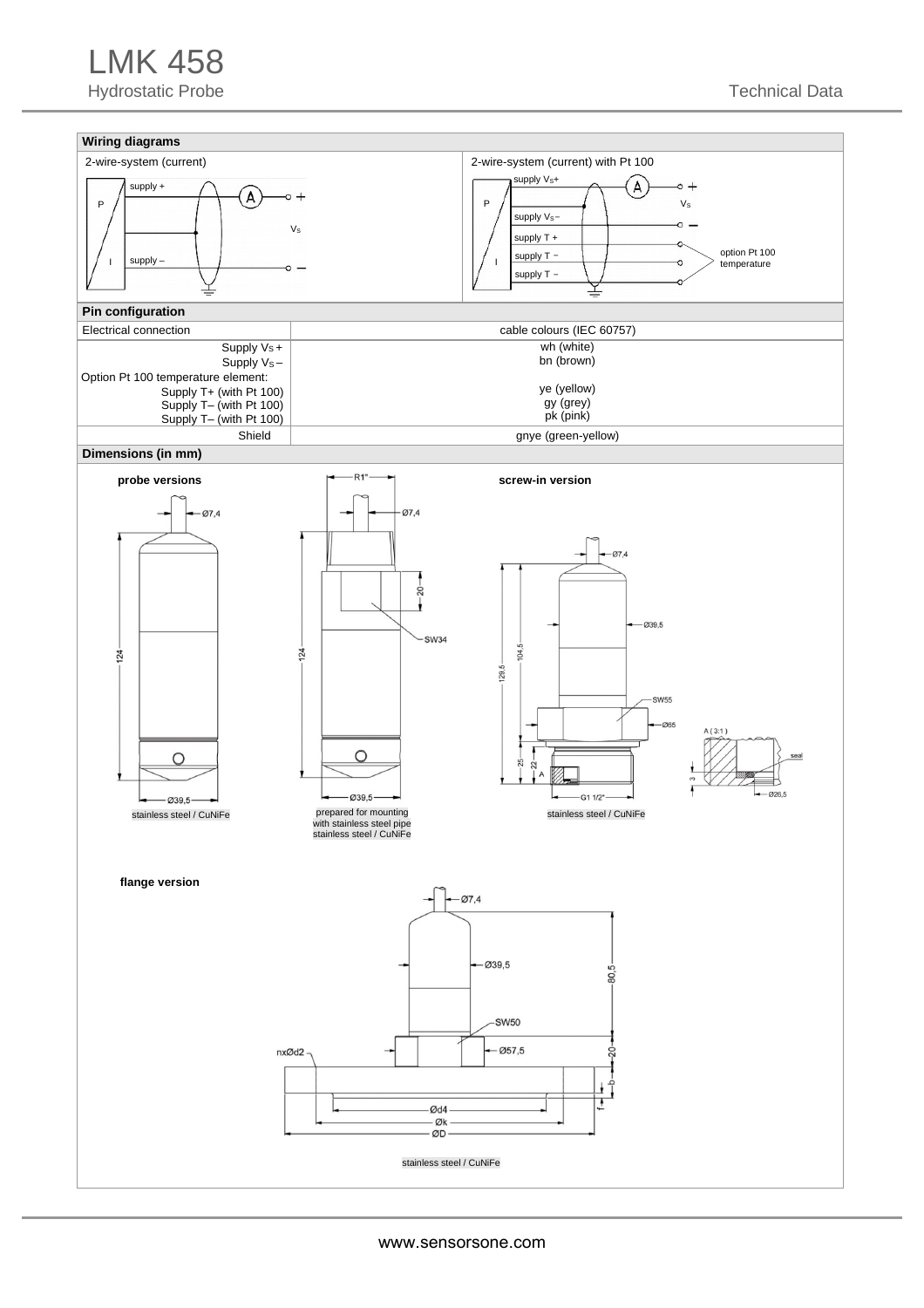## Wiring diagrams

2-wire-system (current)

supply +
supply –
P
I
A
+
–
$V_S$

2-wire-system (current) with Pt 100

supply $V_S$+
supply $V_S$–
supply T +
supply T –
supply T –
P
I
A
+
–
$V_S$
option Pt 100 temperature

## Pin configuration

| Electrical connection | cable colours (IEC 60757) |
|---|---|
| Supply $V_S$ + | wh (white) |
| Supply $V_S$ – | bn (brown) |
| Option Pt 100 temperature element: | |
| Supply T+ (with Pt 100) | ye (yellow) |
| Supply T– (with Pt 100) | gy (grey) |
| Supply T– (with Pt 100) | pk (pink) |
| Shield | gnye (green-yellow) |

## Dimensions (in mm)

**probe versions**

Ø7,4
124
Ø39,5
stainless steel / CuNiFe

R1"
Ø7,4
20
SW34
124
Ø39,5
prepared for mounting with stainless steel pipe stainless steel / CuNiFe

**screw-in version**

Ø7,4
Ø39,5
104,5
129,5
SW55
Ø65
25
22
A
G1 1/2"
A ( 3:1 )
seal
3
Ø26,5
stainless steel / CuNiFe

**flange version**

Ø7,4
Ø39,5
80,5
SW50
nxØd2
Ø57,5
20
b
f
Ød4
Øk
ØD
stainless steel / CuNiFe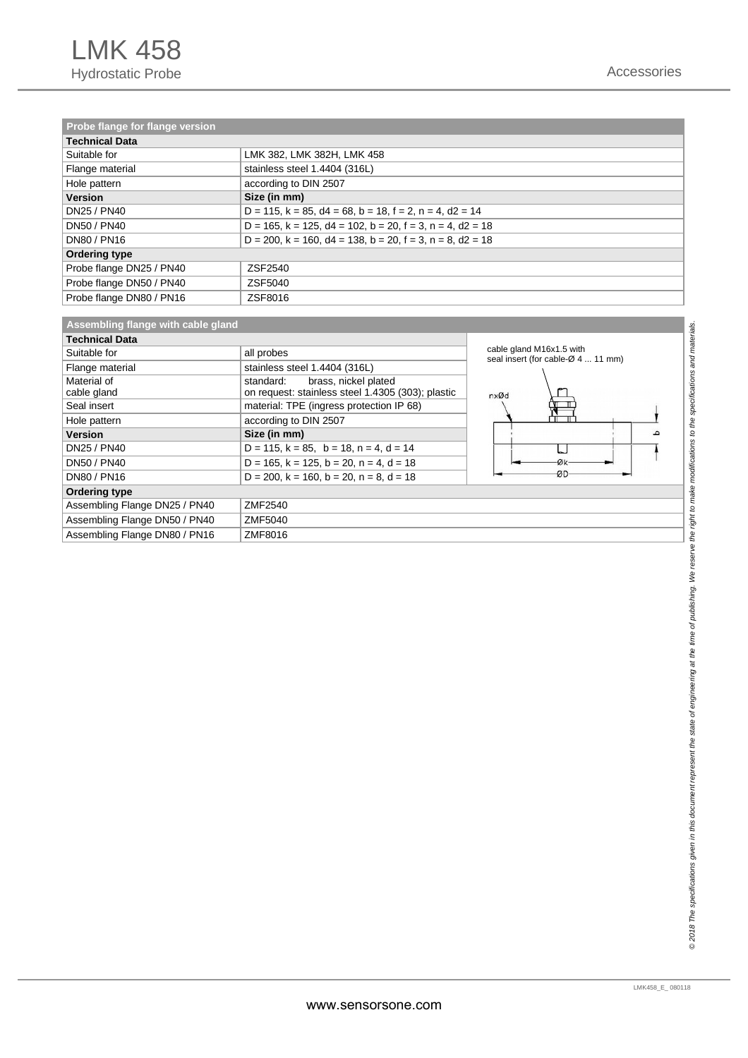## Probe flange for flange version

| | |
|---|---|
| **Technical Data** | |
| Suitable for | LMK 382, LMK 382H, LMK 458 |
| Flange material | stainless steel 1.4404 (316L) |
| Hole pattern | according to DIN 2507 |
| **Version** | **Size (in mm)** |
| DN25 / PN40 | D = 115, k = 85, d4 = 68, b = 18, f = 2, n = 4, d2 = 14 |
| DN50 / PN40 | D = 165, k = 125, d4 = 102, b = 20, f = 3, n = 4, d2 = 18 |
| DN80 / PN16 | D = 200, k = 160, d4 = 138, b = 20, f = 3, n = 8, d2 = 18 |
| **Ordering type** | |
| Probe flange DN25 / PN40 | ZSF2540 |
| Probe flange DN50 / PN40 | ZSF5040 |
| Probe flange DN80 / PN16 | ZSF8016 |

## Assembling flange with cable gland

| | |
|---|---|
| **Technical Data** | |
| Suitable for | all probes |
| Flange material | stainless steel 1.4404 (316L) |
| Material of cable gland | standard: brass, nickel plated<br>on request: stainless steel 1.4305 (303); plastic |
| Seal insert | material: TPE (ingress protection IP 68) |
| Hole pattern | according to DIN 2507 |
| **Version** | **Size (in mm)** |
| DN25 / PN40 | D = 115, k = 85, b = 18, n = 4, d = 14 |
| DN50 / PN40 | D = 165, k = 125, b = 20, n = 4, d = 18 |
| DN80 / PN16 | D = 200, k = 160, b = 20, n = 8, d = 18 |
| **Ordering type** | |
| Assembling Flange DN25 / PN40 | ZMF2540 |
| Assembling Flange DN50 / PN40 | ZMF5040 |
| Assembling Flange DN80 / PN16 | ZMF8016 |

cable gland M16x1.5 with
seal insert (for cable-Ø 4 ... 11 mm)

nxØd

b

Øk

ØD

*© 2018 The specifications given in this document represent the state of engineering at the time of publishing. We reserve the right to make modifications to the specifications and materials.*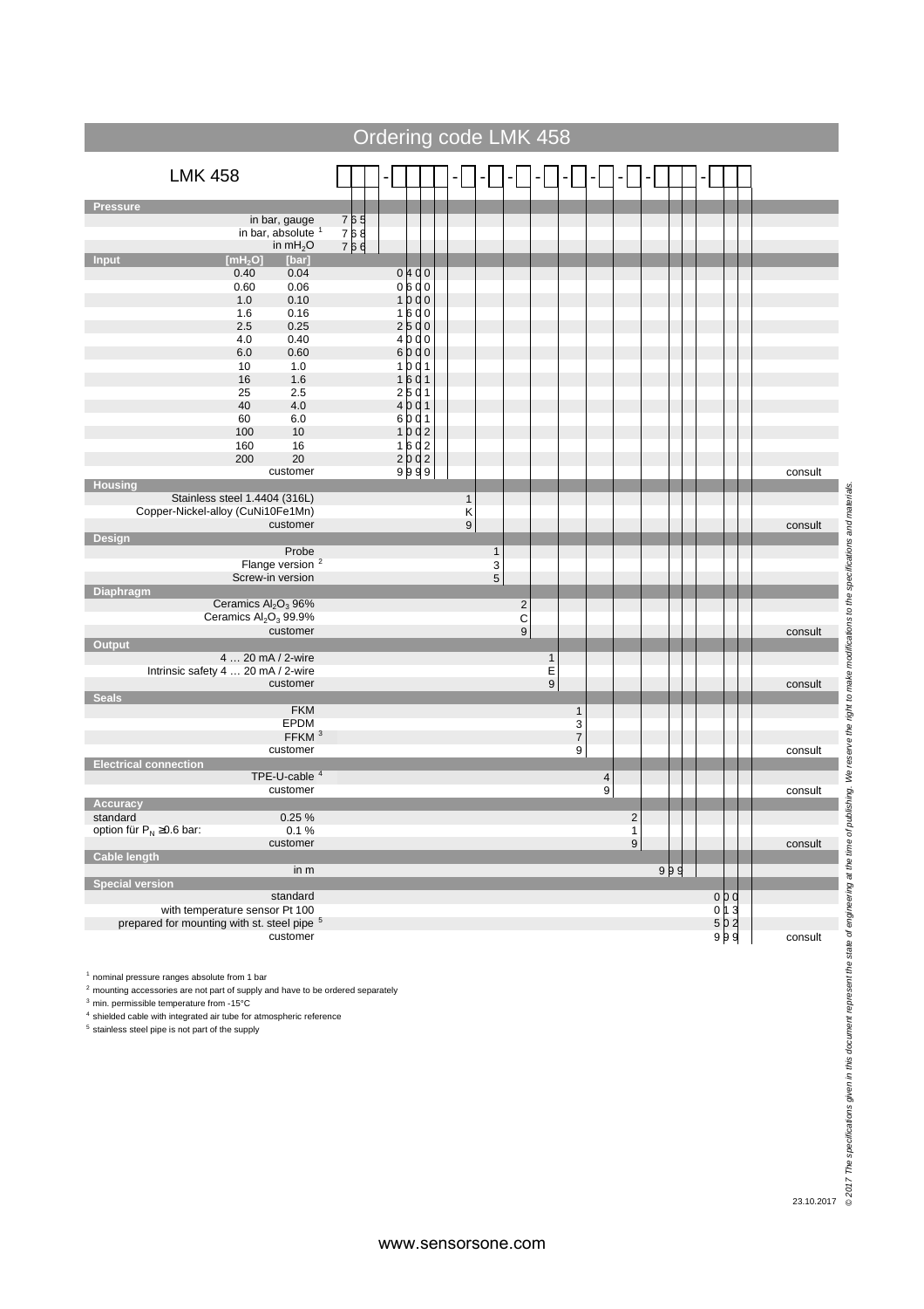# Ordering code LMK 458

LMK 458 [ ][ ][ ] - [ ][ ][ ][ ] - [ ] - [ ] - [ ] - [ ] - [ ] - [ ] - [ ] - [ ][ ][ ] - [ ][ ][ ]

| | | Code | |
|---|---|---|---|
| **Pressure** | | | |
| in bar, gauge | | 7 5 5 | |
| in bar, absolute [1] | | 7 5 8 | |
| in $mH_2O$ | | 7 5 6 | |
| **Input** [$mH_2O$] | [bar] | | |
| 0.40 | 0.04 | 0 4 0 0 | |
| 0.60 | 0.06 | 0 6 0 0 | |
| 1.0 | 0.10 | 1 0 0 0 | |
| 1.6 | 0.16 | 1 6 0 0 | |
| 2.5 | 0.25 | 2 5 0 0 | |
| 4.0 | 0.40 | 4 0 0 0 | |
| 6.0 | 0.60 | 6 0 0 0 | |
| 10 | 1.0 | 1 0 0 1 | |
| 16 | 1.6 | 1 6 0 1 | |
| 25 | 2.5 | 2 5 0 1 | |
| 40 | 4.0 | 4 0 0 1 | |
| 60 | 6.0 | 6 0 0 1 | |
| 100 | 10 | 1 0 0 2 | |
| 160 | 16 | 1 6 0 2 | |
| 200 | 20 | 2 0 0 2 | |
| | customer | 9 9 9 9 | consult |
| **Housing** | | | |
| Stainless steel 1.4404 (316L) | | 1 | |
| Copper-Nickel-alloy (CuNi10Fe1Mn) | | K | |
| customer | | 9 | consult |
| **Design** | | | |
| Probe | | 1 | |
| Flange version [2] | | 3 | |
| Screw-in version | | 5 | |
| **Diaphragm** | | | |
| Ceramics $Al_2O_3$ 96% | | 2 | |
| Ceramics $Al_2O_3$ 99.9% | | C | |
| customer | | 9 | consult |
| **Output** | | | |
| 4 … 20 mA / 2-wire | | 1 | |
| Intrinsic safety 4 … 20 mA / 2-wire | | E | |
| customer | | 9 | consult |
| **Seals** | | | |
| FKM | | 1 | |
| EPDM | | 3 | |
| FFKM [3] | | 7 | |
| customer | | 9 | consult |
| **Electrical connection** | | | |
| TPE-U-cable [4] | | 4 | |
| customer | | 9 | consult |
| **Accuracy** | | | |
| standard | 0.25 % | 2 | |
| option für $P_N \geq 0.6$ bar: | 0.1 % | 1 | |
| customer | | 9 | consult |
| **Cable length** | | | |
| in m | | 9 9 9 | |
| **Special version** | | | |
| standard | | 0 0 0 | |
| with temperature sensor Pt 100 | | 0 1 3 | |
| prepared for mounting with st. steel pipe [5] | | 5 0 2 | |
| customer | | 9 9 9 | consult |

[1] nominal pressure ranges absolute from 1 bar
[2] mounting accessories are not part of supply and have to be ordered separately
[3] min. permissible temperature from -15°C
[4] shielded cable with integrated air tube for atmospheric reference
[5] stainless steel pipe is not part of the supply

23.10.2017

*© 2017 The specifications given in this document represent the state of engineering at the time of publishing. We reserve the right to make modifications to the specifications and materials.*

www.sensorsone.com